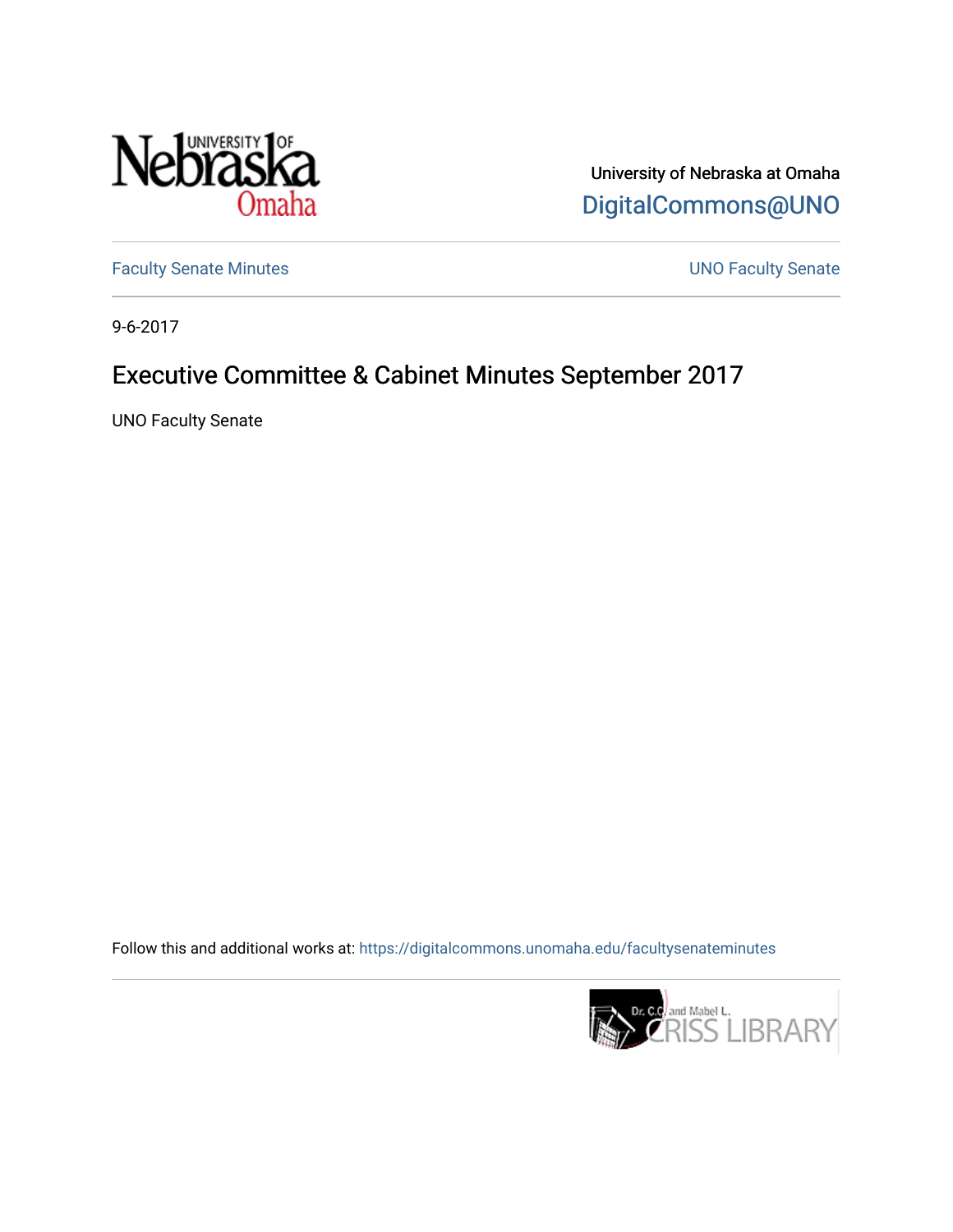University of Nebraska at Omaha

DigitalCommons@UNO

Faculty Senate Minutes

UNO Faculty Senate

9-6-2017

# Executive Committee & Cabinet Minutes September 2017

UNO Faculty Senate

Follow this and additional works at: https://digitalcommons.unomaha.edu/facultysenateminutes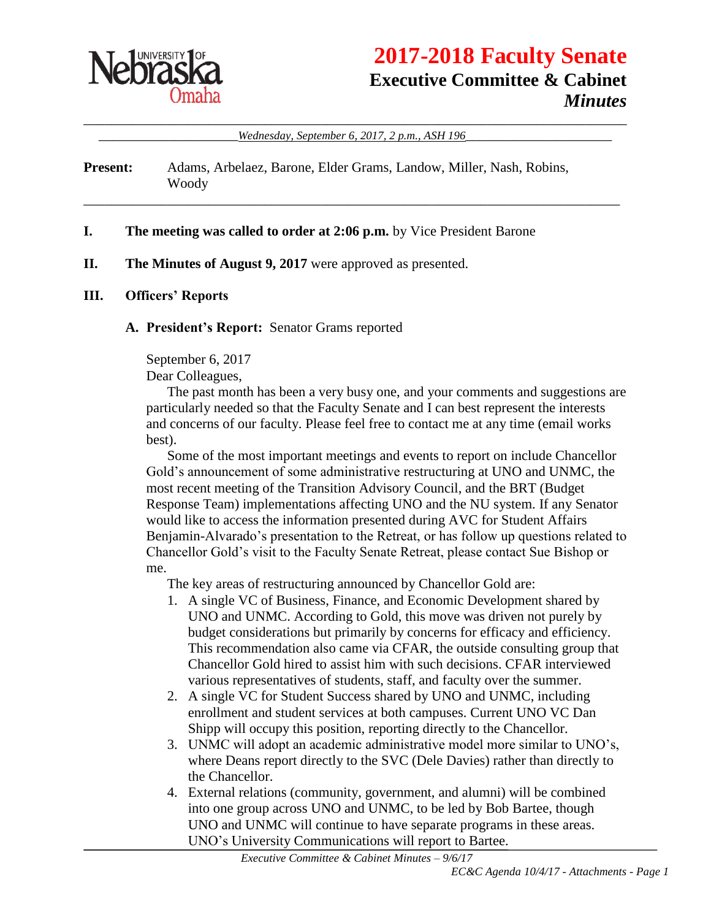# 2017-2018 Faculty Senate

## Executive Committee & Cabinet

### *Minutes*

*Wednesday, September 6, 2017, 2 p.m., ASH 196*

**Present:** Adams, Arbelaez, Barone, Elder Grams, Landow, Miller, Nash, Robins, Woody

**I. The meeting was called to order at 2:06 p.m.** by Vice President Barone

**II. The Minutes of August 9, 2017** were approved as presented.

**III. Officers' Reports**

**A. President's Report:** Senator Grams reported

September 6, 2017

Dear Colleagues,

The past month has been a very busy one, and your comments and suggestions are particularly needed so that the Faculty Senate and I can best represent the interests and concerns of our faculty. Please feel free to contact me at any time (email works best).

Some of the most important meetings and events to report on include Chancellor Gold's announcement of some administrative restructuring at UNO and UNMC, the most recent meeting of the Transition Advisory Council, and the BRT (Budget Response Team) implementations affecting UNO and the NU system. If any Senator would like to access the information presented during AVC for Student Affairs Benjamin-Alvarado's presentation to the Retreat, or has follow up questions related to Chancellor Gold's visit to the Faculty Senate Retreat, please contact Sue Bishop or me.

The key areas of restructuring announced by Chancellor Gold are:

1. A single VC of Business, Finance, and Economic Development shared by UNO and UNMC. According to Gold, this move was driven not purely by budget considerations but primarily by concerns for efficacy and efficiency. This recommendation also came via CFAR, the outside consulting group that Chancellor Gold hired to assist him with such decisions. CFAR interviewed various representatives of students, staff, and faculty over the summer.
2. A single VC for Student Success shared by UNO and UNMC, including enrollment and student services at both campuses. Current UNO VC Dan Shipp will occupy this position, reporting directly to the Chancellor.
3. UNMC will adopt an academic administrative model more similar to UNO's, where Deans report directly to the SVC (Dele Davies) rather than directly to the Chancellor.
4. External relations (community, government, and alumni) will be combined into one group across UNO and UNMC, to be led by Bob Bartee, though UNO and UNMC will continue to have separate programs in these areas. UNO's University Communications will report to Bartee.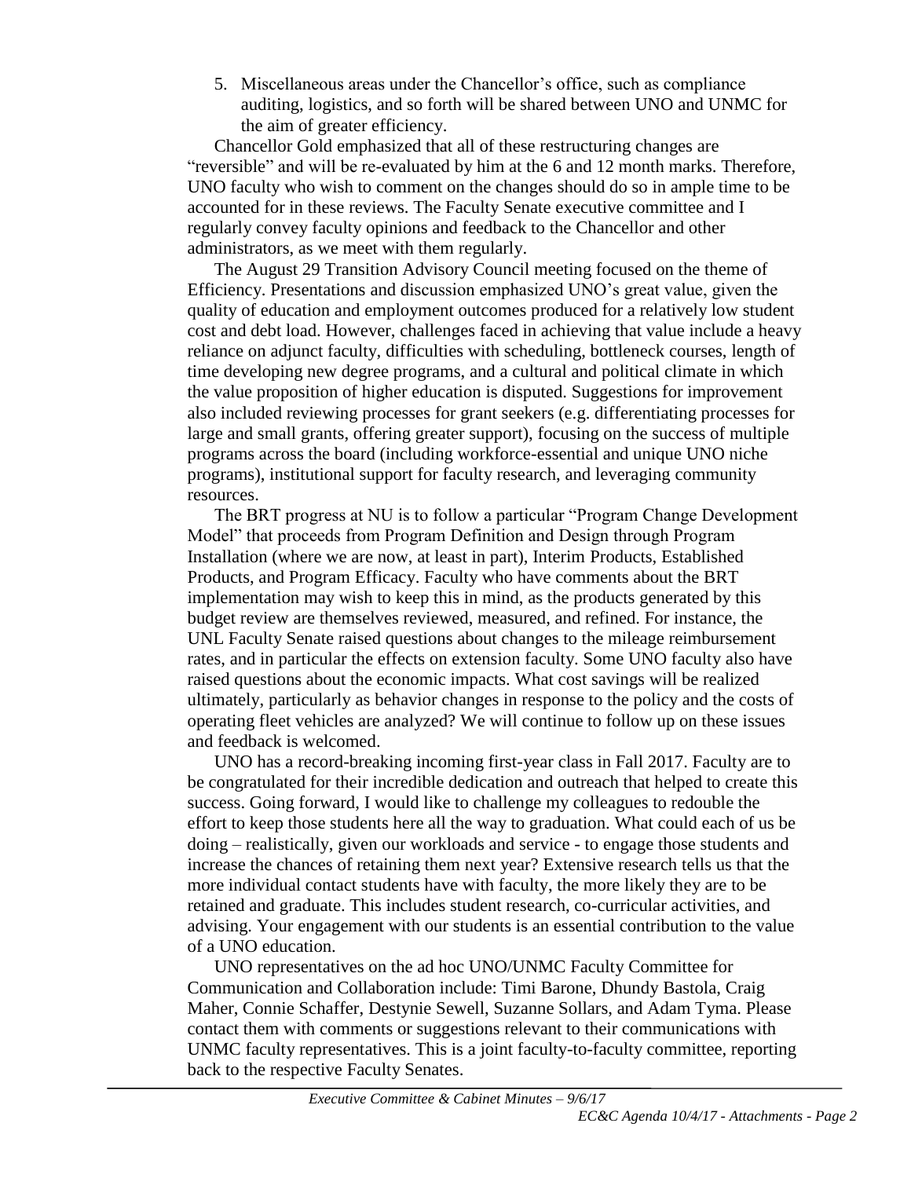5. Miscellaneous areas under the Chancellor's office, such as compliance auditing, logistics, and so forth will be shared between UNO and UNMC for the aim of greater efficiency.

Chancellor Gold emphasized that all of these restructuring changes are "reversible" and will be re-evaluated by him at the 6 and 12 month marks. Therefore, UNO faculty who wish to comment on the changes should do so in ample time to be accounted for in these reviews. The Faculty Senate executive committee and I regularly convey faculty opinions and feedback to the Chancellor and other administrators, as we meet with them regularly.

The August 29 Transition Advisory Council meeting focused on the theme of Efficiency. Presentations and discussion emphasized UNO's great value, given the quality of education and employment outcomes produced for a relatively low student cost and debt load. However, challenges faced in achieving that value include a heavy reliance on adjunct faculty, difficulties with scheduling, bottleneck courses, length of time developing new degree programs, and a cultural and political climate in which the value proposition of higher education is disputed. Suggestions for improvement also included reviewing processes for grant seekers (e.g. differentiating processes for large and small grants, offering greater support), focusing on the success of multiple programs across the board (including workforce-essential and unique UNO niche programs), institutional support for faculty research, and leveraging community resources.

The BRT progress at NU is to follow a particular "Program Change Development Model" that proceeds from Program Definition and Design through Program Installation (where we are now, at least in part), Interim Products, Established Products, and Program Efficacy. Faculty who have comments about the BRT implementation may wish to keep this in mind, as the products generated by this budget review are themselves reviewed, measured, and refined. For instance, the UNL Faculty Senate raised questions about changes to the mileage reimbursement rates, and in particular the effects on extension faculty. Some UNO faculty also have raised questions about the economic impacts. What cost savings will be realized ultimately, particularly as behavior changes in response to the policy and the costs of operating fleet vehicles are analyzed? We will continue to follow up on these issues and feedback is welcomed.

UNO has a record-breaking incoming first-year class in Fall 2017. Faculty are to be congratulated for their incredible dedication and outreach that helped to create this success. Going forward, I would like to challenge my colleagues to redouble the effort to keep those students here all the way to graduation. What could each of us be doing – realistically, given our workloads and service - to engage those students and increase the chances of retaining them next year? Extensive research tells us that the more individual contact students have with faculty, the more likely they are to be retained and graduate. This includes student research, co-curricular activities, and advising. Your engagement with our students is an essential contribution to the value of a UNO education.

UNO representatives on the ad hoc UNO/UNMC Faculty Committee for Communication and Collaboration include: Timi Barone, Dhundy Bastola, Craig Maher, Connie Schaffer, Destynie Sewell, Suzanne Sollars, and Adam Tyma. Please contact them with comments or suggestions relevant to their communications with UNMC faculty representatives. This is a joint faculty-to-faculty committee, reporting back to the respective Faculty Senates.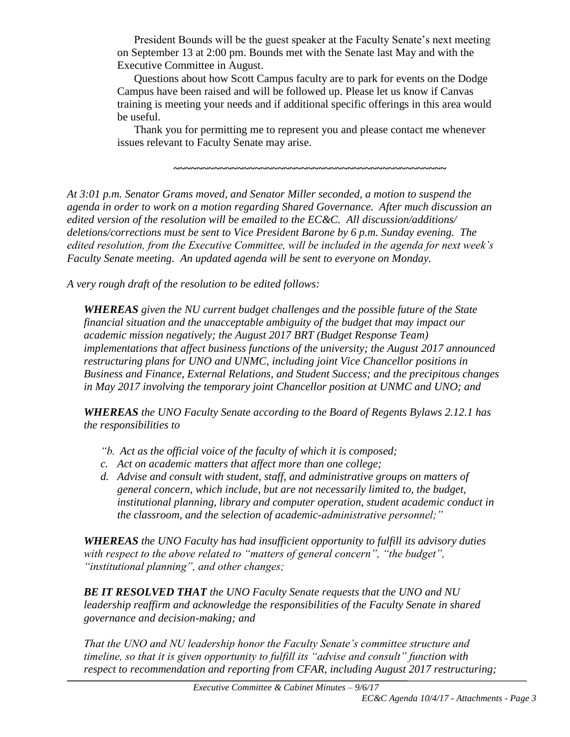President Bounds will be the guest speaker at the Faculty Senate's next meeting on September 13 at 2:00 pm. Bounds met with the Senate last May and with the Executive Committee in August.

Questions about how Scott Campus faculty are to park for events on the Dodge Campus have been raised and will be followed up. Please let us know if Canvas training is meeting your needs and if additional specific offerings in this area would be useful.

Thank you for permitting me to represent you and please contact me whenever issues relevant to Faculty Senate may arise.

~~~~~~~~~~~~~~~~~~~~~~~~~~~~~~~~~~~~~~~~~~~~~~~~~~

*At 3:01 p.m. Senator Grams moved, and Senator Miller seconded, a motion to suspend the agenda in order to work on a motion regarding Shared Governance. After much discussion an edited version of the resolution will be emailed to the EC&C. All discussion/additions/ deletions/corrections must be sent to Vice President Barone by 6 p.m. Sunday evening. The edited resolution, from the Executive Committee, will be included in the agenda for next week's Faculty Senate meeting. An updated agenda will be sent to everyone on Monday.*

*A very rough draft of the resolution to be edited follows:*

***WHEREAS** given the NU current budget challenges and the possible future of the State financial situation and the unacceptable ambiguity of the budget that may impact our academic mission negatively; the August 2017 BRT (Budget Response Team) implementations that affect business functions of the university; the August 2017 announced restructuring plans for UNO and UNMC, including joint Vice Chancellor positions in Business and Finance, External Relations, and Student Success; and the precipitous changes in May 2017 involving the temporary joint Chancellor position at UNMC and UNO; and*

***WHEREAS** the UNO Faculty Senate according to the Board of Regents Bylaws 2.12.1 has the responsibilities to*

*"b. Act as the official voice of the faculty of which it is composed;*
*c. Act on academic matters that affect more than one college;*
*d. Advise and consult with student, staff, and administrative groups on matters of general concern, which include, but are not necessarily limited to, the budget, institutional planning, library and computer operation, student academic conduct in the classroom, and the selection of academic-administrative personnel;"*

***WHEREAS** the UNO Faculty has had insufficient opportunity to fulfill its advisory duties with respect to the above related to "matters of general concern", "the budget", "institutional planning", and other changes;*

***BE IT RESOLVED THAT** the UNO Faculty Senate requests that the UNO and NU leadership reaffirm and acknowledge the responsibilities of the Faculty Senate in shared governance and decision-making; and*

*That the UNO and NU leadership honor the Faculty Senate's committee structure and timeline, so that it is given opportunity to fulfill its "advise and consult" function with respect to recommendation and reporting from CFAR, including August 2017 restructuring;*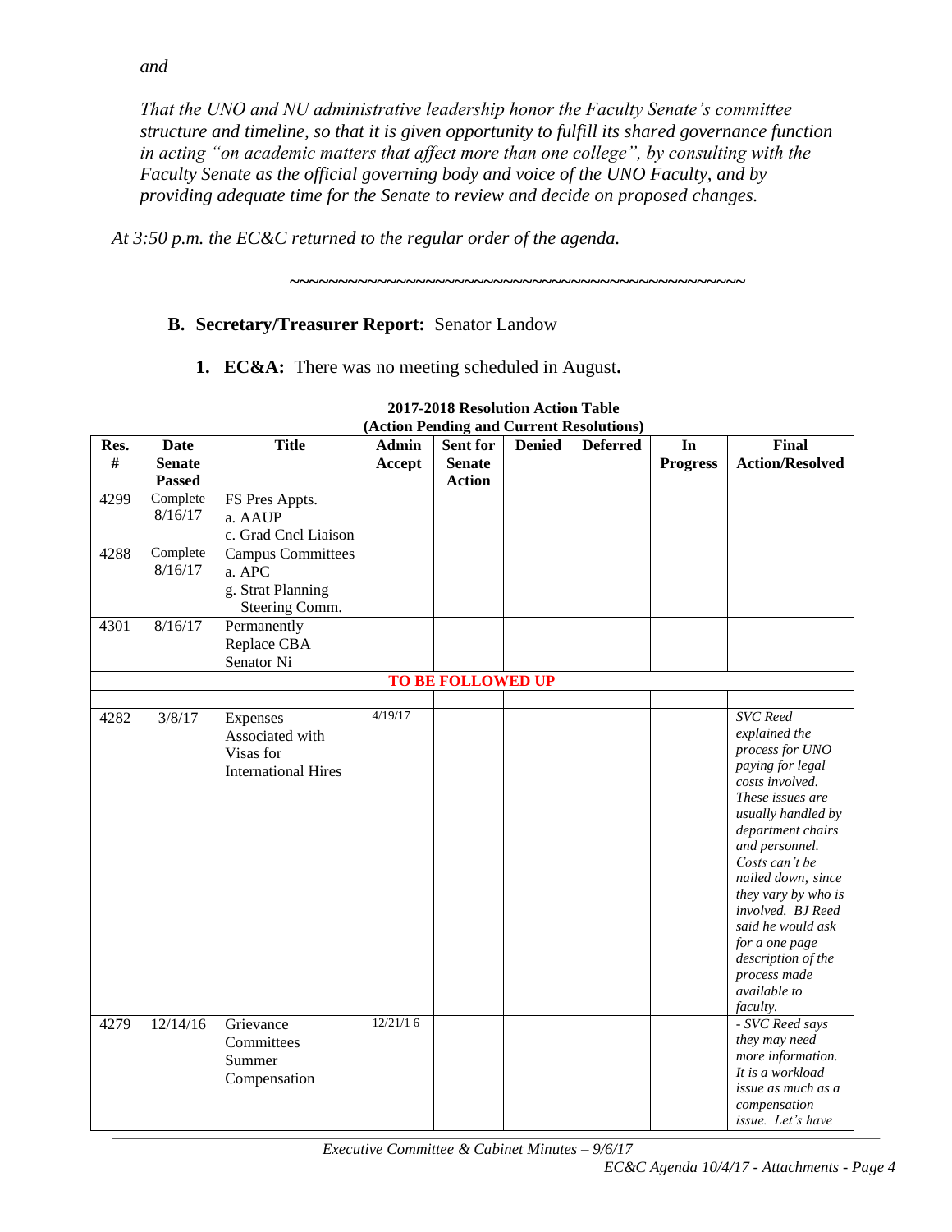*and*

*That the UNO and NU administrative leadership honor the Faculty Senate's committee structure and timeline, so that it is given opportunity to fulfill its shared governance function in acting "on academic matters that affect more than one college", by consulting with the Faculty Senate as the official governing body and voice of the UNO Faculty, and by providing adequate time for the Senate to review and decide on proposed changes.*

*At 3:50 p.m. the EC&C returned to the regular order of the agenda.*

~~~~~~~~~~~~~~~~~~~~~~~~~~~~~~~~~~~~~~~~~~~~~~~~~~~~~~

**B. Secretary/Treasurer Report:** Senator Landow

**1. EC&A:** There was no meeting scheduled in August**.**

**2017-2018 Resolution Action Table**
**(Action Pending and Current Resolutions)**

| Res. # | Date Senate Passed | Title | Admin Accept | Sent for Senate Action | Denied | Deferred | In Progress | Final Action/Resolved |
|---|---|---|---|---|---|---|---|---|
| 4299 | Complete 8/16/17 | FS Pres Appts. a. AAUP c. Grad Cncl Liaison | | | | | | |
| 4288 | Complete 8/16/17 | Campus Committees a. APC g. Strat Planning Steering Comm. | | | | | | |
| 4301 | 8/16/17 | Permanently Replace CBA Senator Ni | | | | | | |
| | | | | **TO BE FOLLOWED UP** | | | | |
| | | | | | | | | |
| 4282 | 3/8/17 | Expenses Associated with Visas for International Hires | 4/19/17 | | | | | *SVC Reed explained the process for UNO paying for legal costs involved. These issues are usually handled by department chairs and personnel. Costs can't be nailed down, since they vary by who is involved. BJ Reed said he would ask for a one page description of the process made available to faculty.* |
| 4279 | 12/14/16 | Grievance Committees Summer Compensation | 12/21/1 6 | | | | | *- SVC Reed says they may need more information. It is a workload issue as much as a compensation issue. Let's have* |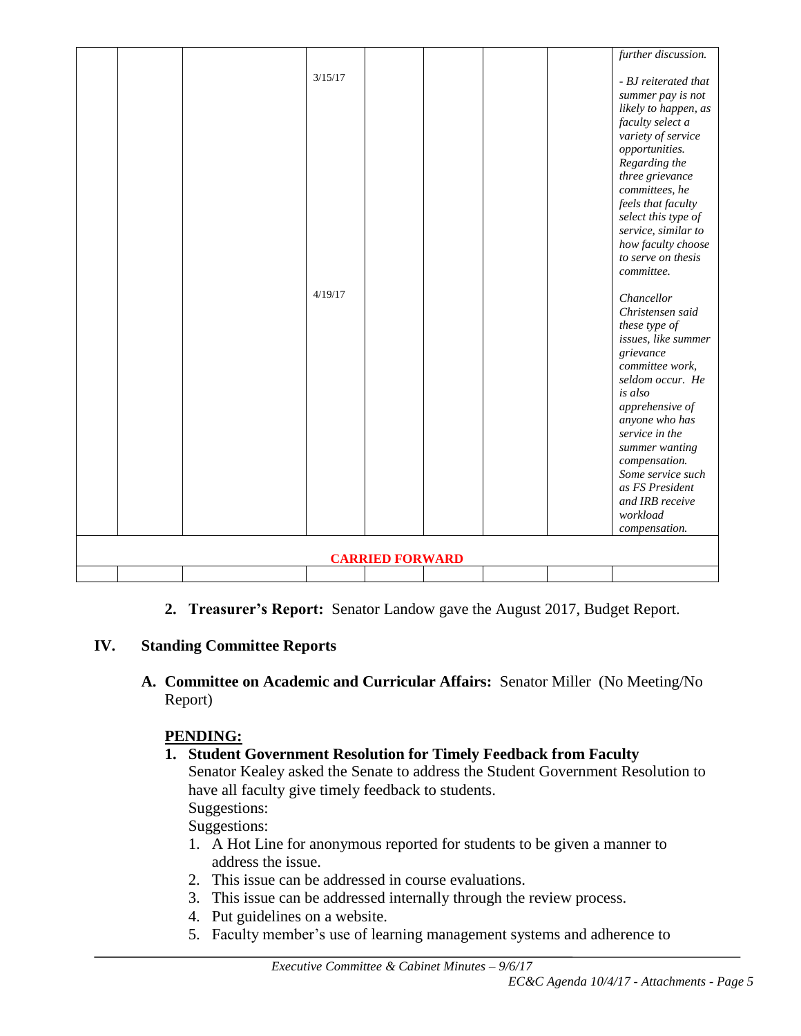| | | | | | | | | |
|---|---|---|---|---|---|---|---|---|
| | | | | | | | | *further discussion.* |
| | | | 3/15/17 | | | | | *- BJ reiterated that summer pay is not likely to happen, as faculty select a variety of service opportunities. Regarding the three grievance committees, he feels that faculty select this type of service, similar to how faculty choose to serve on thesis committee.* |
| | | | 4/19/17 | | | | | *Chancellor Christensen said these type of issues, like summer grievance committee work, seldom occur. He is also apprehensive of anyone who has service in the summer wanting compensation. Some service such as FS President and IRB receive workload compensation.* |
| **CARRIED FORWARD** | | | | | | | | |
| | | | | | | | | |

2. **Treasurer's Report:** Senator Landow gave the August 2017, Budget Report.

## IV. Standing Committee Reports

**A. Committee on Academic and Curricular Affairs:** Senator Miller (No Meeting/No Report)

**PENDING:**

1. **Student Government Resolution for Timely Feedback from Faculty**
   Senator Kealey asked the Senate to address the Student Government Resolution to have all faculty give timely feedback to students.
   Suggestions:
   Suggestions:
   1. A Hot Line for anonymous reported for students to be given a manner to address the issue.
   2. This issue can be addressed in course evaluations.
   3. This issue can be addressed internally through the review process.
   4. Put guidelines on a website.
   5. Faculty member's use of learning management systems and adherence to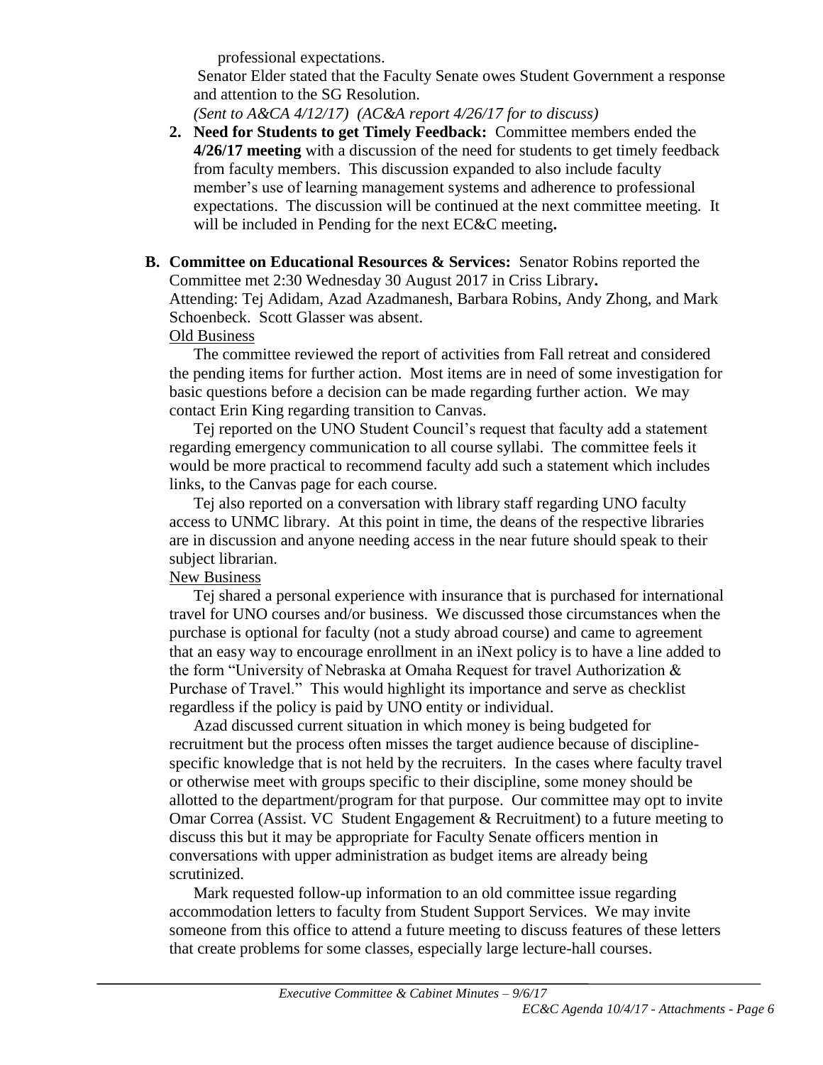professional expectations.

Senator Elder stated that the Faculty Senate owes Student Government a response and attention to the SG Resolution.

*(Sent to A&CA 4/12/17) (AC&A report 4/26/17 for to discuss)*

2. **Need for Students to get Timely Feedback:** Committee members ended the **4/26/17 meeting** with a discussion of the need for students to get timely feedback from faculty members. This discussion expanded to also include faculty member's use of learning management systems and adherence to professional expectations. The discussion will be continued at the next committee meeting. It will be included in Pending for the next EC&C meeting**.**

**B. Committee on Educational Resources & Services:** Senator Robins reported the Committee met 2:30 Wednesday 30 August 2017 in Criss Library**.**

Attending: Tej Adidam, Azad Azadmanesh, Barbara Robins, Andy Zhong, and Mark Schoenbeck. Scott Glasser was absent.

Old Business

The committee reviewed the report of activities from Fall retreat and considered the pending items for further action. Most items are in need of some investigation for basic questions before a decision can be made regarding further action. We may contact Erin King regarding transition to Canvas.

Tej reported on the UNO Student Council's request that faculty add a statement regarding emergency communication to all course syllabi. The committee feels it would be more practical to recommend faculty add such a statement which includes links, to the Canvas page for each course.

Tej also reported on a conversation with library staff regarding UNO faculty access to UNMC library. At this point in time, the deans of the respective libraries are in discussion and anyone needing access in the near future should speak to their subject librarian.

New Business

Tej shared a personal experience with insurance that is purchased for international travel for UNO courses and/or business. We discussed those circumstances when the purchase is optional for faculty (not a study abroad course) and came to agreement that an easy way to encourage enrollment in an iNext policy is to have a line added to the form "University of Nebraska at Omaha Request for travel Authorization & Purchase of Travel." This would highlight its importance and serve as checklist regardless if the policy is paid by UNO entity or individual.

Azad discussed current situation in which money is being budgeted for recruitment but the process often misses the target audience because of discipline-specific knowledge that is not held by the recruiters. In the cases where faculty travel or otherwise meet with groups specific to their discipline, some money should be allotted to the department/program for that purpose. Our committee may opt to invite Omar Correa (Assist. VC Student Engagement & Recruitment) to a future meeting to discuss this but it may be appropriate for Faculty Senate officers mention in conversations with upper administration as budget items are already being scrutinized.

Mark requested follow-up information to an old committee issue regarding accommodation letters to faculty from Student Support Services. We may invite someone from this office to attend a future meeting to discuss features of these letters that create problems for some classes, especially large lecture-hall courses.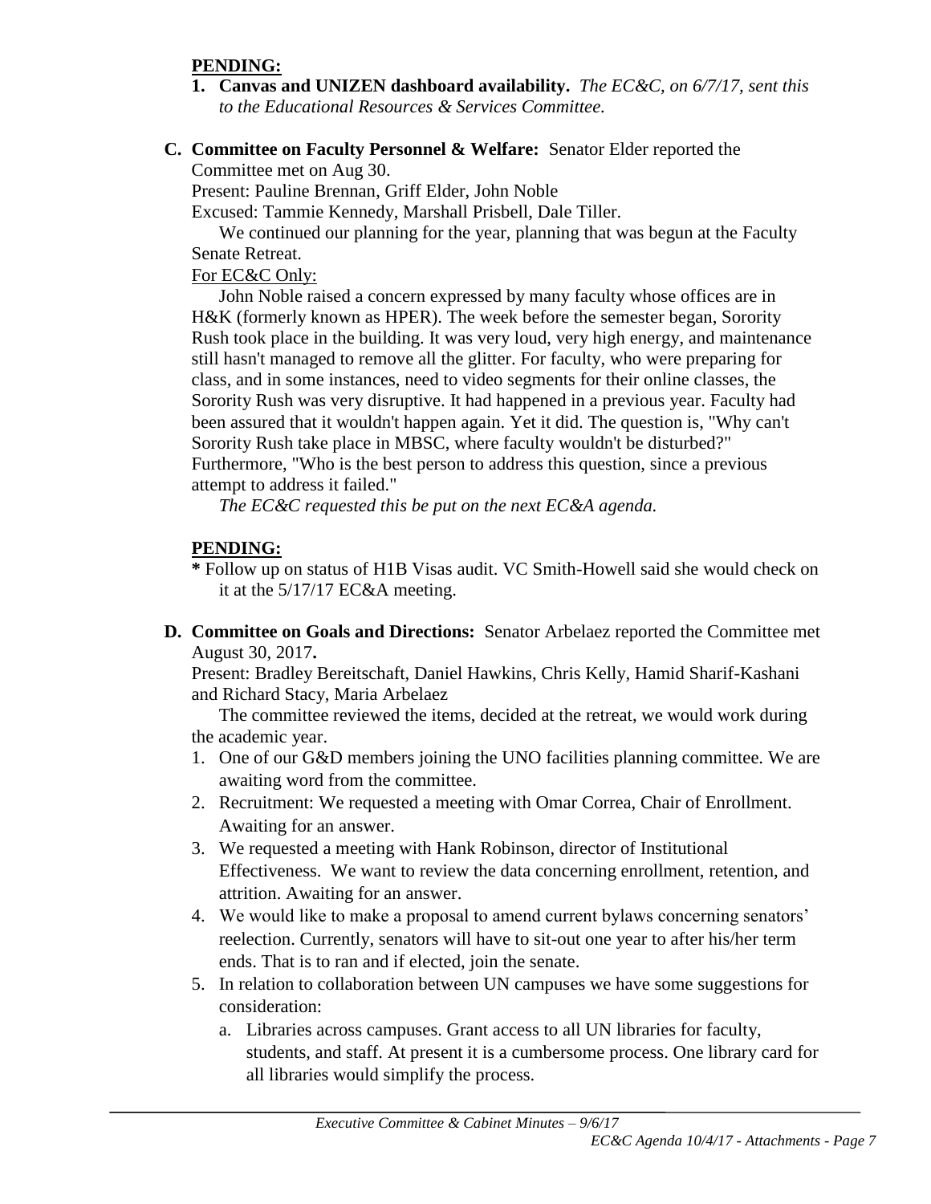**PENDING:**

1. **Canvas and UNIZEN dashboard availability.** *The EC&C, on 6/7/17, sent this to the Educational Resources & Services Committee.*

**C. Committee on Faculty Personnel & Welfare:** Senator Elder reported the Committee met on Aug 30.

Present: Pauline Brennan, Griff Elder, John Noble

Excused: Tammie Kennedy, Marshall Prisbell, Dale Tiller.

We continued our planning for the year, planning that was begun at the Faculty Senate Retreat.

For EC&C Only:

John Noble raised a concern expressed by many faculty whose offices are in H&K (formerly known as HPER). The week before the semester began, Sorority Rush took place in the building. It was very loud, very high energy, and maintenance still hasn't managed to remove all the glitter. For faculty, who were preparing for class, and in some instances, need to video segments for their online classes, the Sorority Rush was very disruptive. It had happened in a previous year. Faculty had been assured that it wouldn't happen again. Yet it did. The question is, "Why can't Sorority Rush take place in MBSC, where faculty wouldn't be disturbed?" Furthermore, "Who is the best person to address this question, since a previous attempt to address it failed."

*The EC&C requested this be put on the next EC&A agenda.*

**PENDING:**

**\*** Follow up on status of H1B Visas audit. VC Smith-Howell said she would check on it at the 5/17/17 EC&A meeting.

**D. Committee on Goals and Directions:** Senator Arbelaez reported the Committee met August 30, 2017**.**

Present: Bradley Bereitschaft, Daniel Hawkins, Chris Kelly, Hamid Sharif-Kashani and Richard Stacy, Maria Arbelaez

The committee reviewed the items, decided at the retreat, we would work during the academic year.

1. One of our G&D members joining the UNO facilities planning committee. We are awaiting word from the committee.
2. Recruitment: We requested a meeting with Omar Correa, Chair of Enrollment. Awaiting for an answer.
3. We requested a meeting with Hank Robinson, director of Institutional Effectiveness. We want to review the data concerning enrollment, retention, and attrition. Awaiting for an answer.
4. We would like to make a proposal to amend current bylaws concerning senators' reelection. Currently, senators will have to sit-out one year to after his/her term ends. That is to ran and if elected, join the senate.
5. In relation to collaboration between UN campuses we have some suggestions for consideration:
   a. Libraries across campuses. Grant access to all UN libraries for faculty, students, and staff. At present it is a cumbersome process. One library card for all libraries would simplify the process.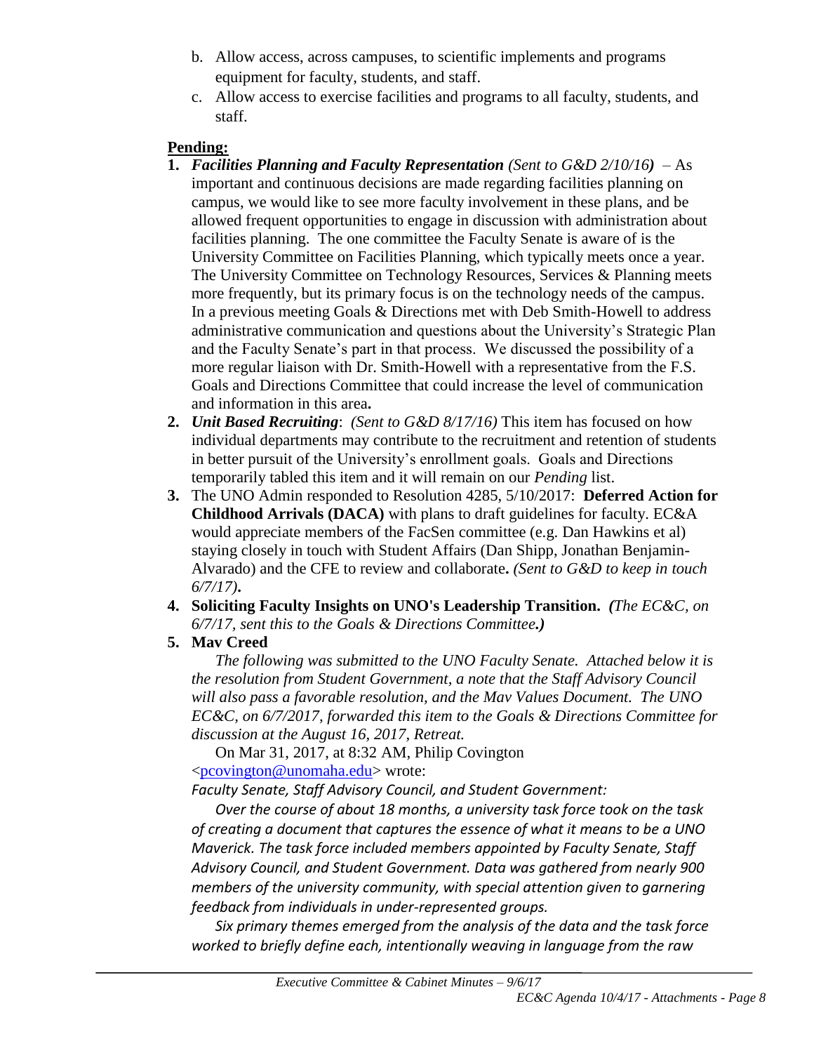b. Allow access, across campuses, to scientific implements and programs equipment for faculty, students, and staff.
c. Allow access to exercise facilities and programs to all faculty, students, and staff.

**Pending:**

1. ***Facilities Planning and Faculty Representation*** *(Sent to G&D 2/10/16)* – As important and continuous decisions are made regarding facilities planning on campus, we would like to see more faculty involvement in these plans, and be allowed frequent opportunities to engage in discussion with administration about facilities planning. The one committee the Faculty Senate is aware of is the University Committee on Facilities Planning, which typically meets once a year. The University Committee on Technology Resources, Services & Planning meets more frequently, but its primary focus is on the technology needs of the campus. In a previous meeting Goals & Directions met with Deb Smith-Howell to address administrative communication and questions about the University's Strategic Plan and the Faculty Senate's part in that process. We discussed the possibility of a more regular liaison with Dr. Smith-Howell with a representative from the F.S. Goals and Directions Committee that could increase the level of communication and information in this area**.**
2. ***Unit Based Recruiting***: *(Sent to G&D 8/17/16)* This item has focused on how individual departments may contribute to the recruitment and retention of students in better pursuit of the University's enrollment goals. Goals and Directions temporarily tabled this item and it will remain on our *Pending* list.
3. The UNO Admin responded to Resolution 4285, 5/10/2017: **Deferred Action for Childhood Arrivals (DACA)** with plans to draft guidelines for faculty. EC&A would appreciate members of the FacSen committee (e.g. Dan Hawkins et al) staying closely in touch with Student Affairs (Dan Shipp, Jonathan Benjamin-Alvarado) and the CFE to review and collaborate**.** *(Sent to G&D to keep in touch 6/7/17)***.**
4. **Soliciting Faculty Insights on UNO's Leadership Transition.** ***(****The EC&C, on 6/7/17, sent this to the Goals & Directions Committee**.)***
5. **Mav Creed**

   *The following was submitted to the UNO Faculty Senate. Attached below it is the resolution from Student Government, a note that the Staff Advisory Council will also pass a favorable resolution, and the Mav Values Document. The UNO EC&C, on 6/7/2017, forwarded this item to the Goals & Directions Committee for discussion at the August 16, 2017, Retreat.*

   On Mar 31, 2017, at 8:32 AM, Philip Covington <pcovington@unomaha.edu> wrote:

   *Faculty Senate, Staff Advisory Council, and Student Government:*

   *Over the course of about 18 months, a university task force took on the task of creating a document that captures the essence of what it means to be a UNO Maverick. The task force included members appointed by Faculty Senate, Staff Advisory Council, and Student Government. Data was gathered from nearly 900 members of the university community, with special attention given to garnering feedback from individuals in under-represented groups.*

   *Six primary themes emerged from the analysis of the data and the task force worked to briefly define each, intentionally weaving in language from the raw*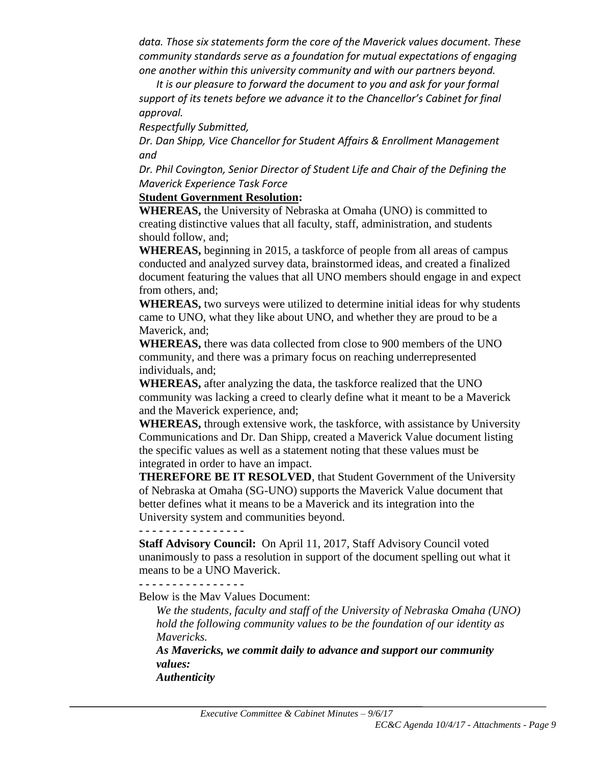*data. Those six statements form the core of the Maverick values document. These community standards serve as a foundation for mutual expectations of engaging one another within this university community and with our partners beyond.*

*It is our pleasure to forward the document to you and ask for your formal support of its tenets before we advance it to the Chancellor's Cabinet for final approval.*

*Respectfully Submitted,*

*Dr. Dan Shipp, Vice Chancellor for Student Affairs & Enrollment Management and*

*Dr. Phil Covington, Senior Director of Student Life and Chair of the Defining the Maverick Experience Task Force*

**Student Government Resolution:**

**WHEREAS,** the University of Nebraska at Omaha (UNO) is committed to creating distinctive values that all faculty, staff, administration, and students should follow, and;

**WHEREAS,** beginning in 2015, a taskforce of people from all areas of campus conducted and analyzed survey data, brainstormed ideas, and created a finalized document featuring the values that all UNO members should engage in and expect from others, and;

**WHEREAS,** two surveys were utilized to determine initial ideas for why students came to UNO, what they like about UNO, and whether they are proud to be a Maverick, and;

**WHEREAS,** there was data collected from close to 900 members of the UNO community, and there was a primary focus on reaching underrepresented individuals, and;

**WHEREAS,** after analyzing the data, the taskforce realized that the UNO community was lacking a creed to clearly define what it meant to be a Maverick and the Maverick experience, and;

**WHEREAS,** through extensive work, the taskforce, with assistance by University Communications and Dr. Dan Shipp, created a Maverick Value document listing the specific values as well as a statement noting that these values must be integrated in order to have an impact.

**THEREFORE BE IT RESOLVED**, that Student Government of the University of Nebraska at Omaha (SG-UNO) supports the Maverick Value document that better defines what it means to be a Maverick and its integration into the University system and communities beyond.

- - - - - - - - - - - - - - - -

**Staff Advisory Council:** On April 11, 2017, Staff Advisory Council voted unanimously to pass a resolution in support of the document spelling out what it means to be a UNO Maverick.

- - - - - - - - - - - - - - - -

Below is the Mav Values Document:

*We the students, faculty and staff of the University of Nebraska Omaha (UNO) hold the following community values to be the foundation of our identity as Mavericks.*

***As Mavericks, we commit daily to advance and support our community values:***

***Authenticity***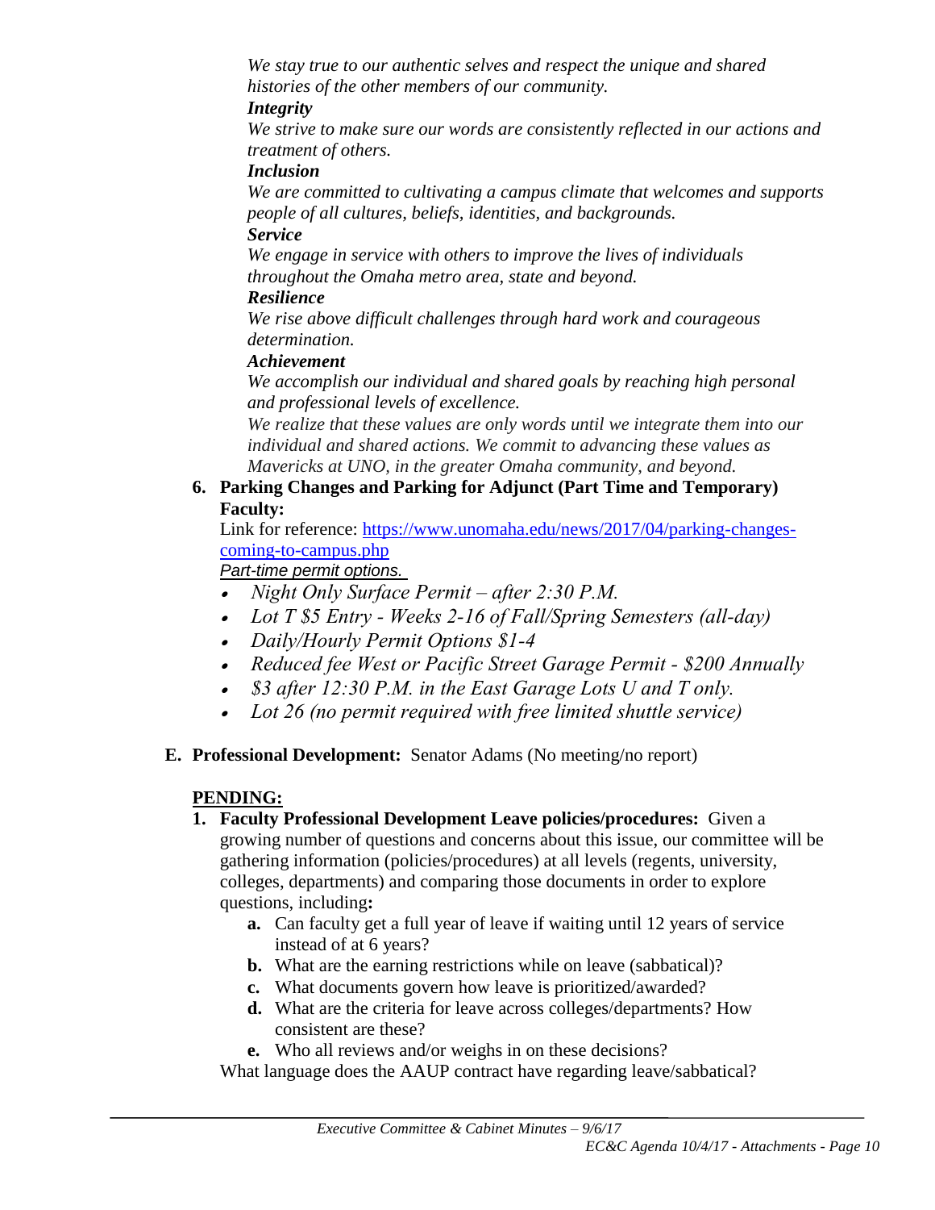*We stay true to our authentic selves and respect the unique and shared histories of the other members of our community.*

***Integrity***

*We strive to make sure our words are consistently reflected in our actions and treatment of others.*

***Inclusion***

*We are committed to cultivating a campus climate that welcomes and supports people of all cultures, beliefs, identities, and backgrounds.*

***Service***

*We engage in service with others to improve the lives of individuals throughout the Omaha metro area, state and beyond.*

***Resilience***

*We rise above difficult challenges through hard work and courageous determination.*

***Achievement***

*We accomplish our individual and shared goals by reaching high personal and professional levels of excellence.*

*We realize that these values are only words until we integrate them into our individual and shared actions. We commit to advancing these values as Mavericks at UNO, in the greater Omaha community, and beyond.*

**6. Parking Changes and Parking for Adjunct (Part Time and Temporary) Faculty:**

Link for reference: [https://www.unomaha.edu/news/2017/04/parking-changes-coming-to-campus.php](https://www.unomaha.edu/news/2017/04/parking-changes-coming-to-campus.php)

*Part-time permit options.*

- *Night Only Surface Permit – after 2:30 P.M.*
- *Lot T $5 Entry - Weeks 2-16 of Fall/Spring Semesters (all-day)*
- *Daily/Hourly Permit Options $1-4*
- *Reduced fee West or Pacific Street Garage Permit - $200 Annually*
- *$3 after 12:30 P.M. in the East Garage Lots U and T only.*
- *Lot 26 (no permit required with free limited shuttle service)*

**E. Professional Development:** Senator Adams (No meeting/no report)

**PENDING:**

**1. Faculty Professional Development Leave policies/procedures:** Given a growing number of questions and concerns about this issue, our committee will be gathering information (policies/procedures) at all levels (regents, university, colleges, departments) and comparing those documents in order to explore questions, including**:**

   **a.** Can faculty get a full year of leave if waiting until 12 years of service instead of at 6 years?

   **b.** What are the earning restrictions while on leave (sabbatical)?

   **c.** What documents govern how leave is prioritized/awarded?

   **d.** What are the criteria for leave across colleges/departments? How consistent are these?

   **e.** Who all reviews and/or weighs in on these decisions?

What language does the AAUP contract have regarding leave/sabbatical?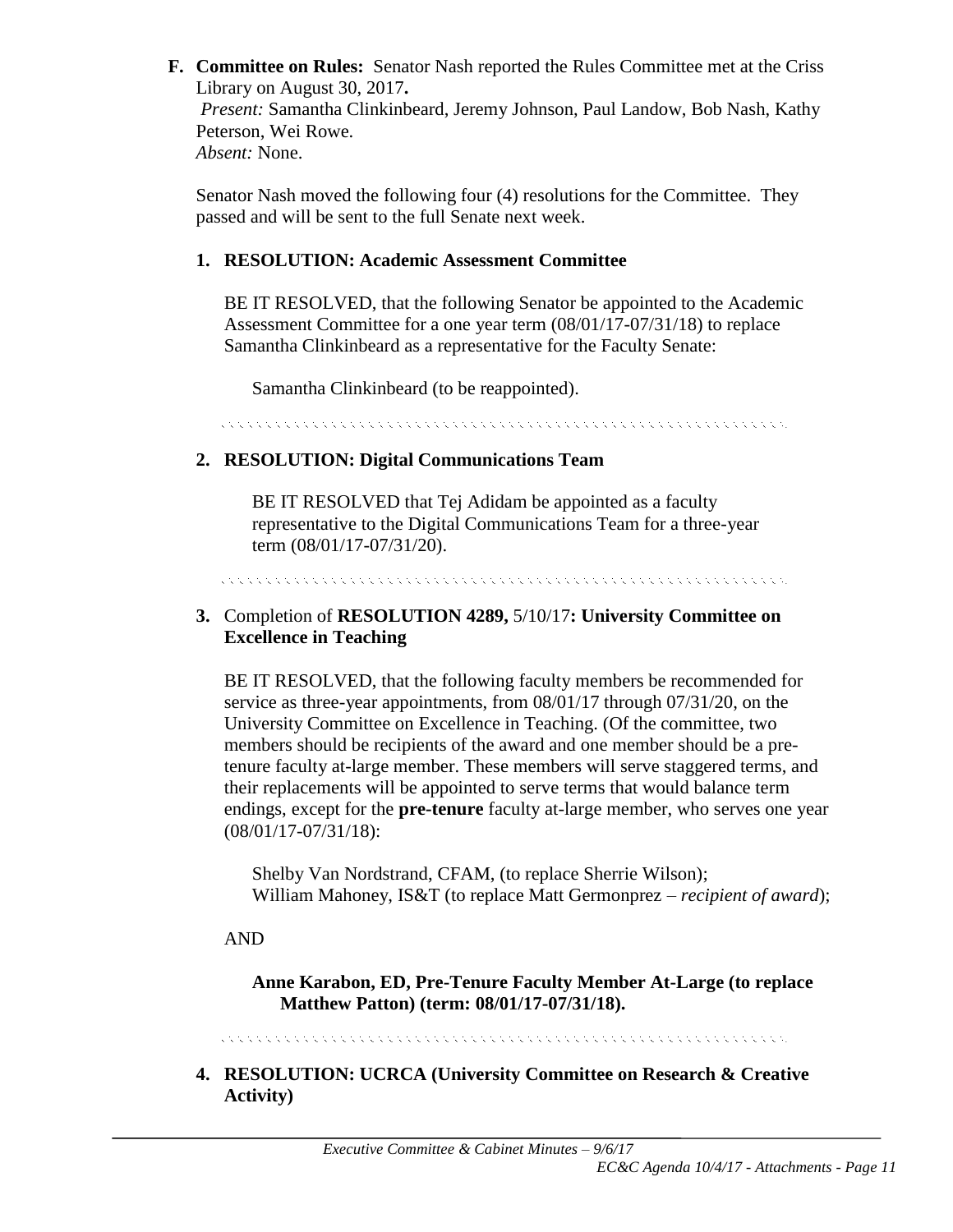**F. Committee on Rules:** Senator Nash reported the Rules Committee met at the Criss Library on August 30, 2017**.**

*Present:* Samantha Clinkinbeard, Jeremy Johnson, Paul Landow, Bob Nash, Kathy Peterson, Wei Rowe.

*Absent:* None.

Senator Nash moved the following four (4) resolutions for the Committee. They passed and will be sent to the full Senate next week.

**1. RESOLUTION: Academic Assessment Committee**

BE IT RESOLVED, that the following Senator be appointed to the Academic Assessment Committee for a one year term (08/01/17-07/31/18) to replace Samantha Clinkinbeard as a representative for the Faculty Senate:

Samantha Clinkinbeard (to be reappointed).

---

**2. RESOLUTION: Digital Communications Team**

BE IT RESOLVED that Tej Adidam be appointed as a faculty representative to the Digital Communications Team for a three-year term (08/01/17-07/31/20).

---

**3.** Completion of **RESOLUTION 4289,** 5/10/17**: University Committee on Excellence in Teaching**

BE IT RESOLVED, that the following faculty members be recommended for service as three-year appointments, from 08/01/17 through 07/31/20, on the University Committee on Excellence in Teaching. (Of the committee, two members should be recipients of the award and one member should be a pre-tenure faculty at-large member. These members will serve staggered terms, and their replacements will be appointed to serve terms that would balance term endings, except for the **pre-tenure** faculty at-large member, who serves one year (08/01/17-07/31/18):

Shelby Van Nordstrand, CFAM, (to replace Sherrie Wilson);
William Mahoney, IS&T (to replace Matt Germonprez – *recipient of award*);

AND

**Anne Karabon, ED, Pre-Tenure Faculty Member At-Large (to replace Matthew Patton) (term: 08/01/17-07/31/18).**

---

**4. RESOLUTION: UCRCA (University Committee on Research & Creative Activity)**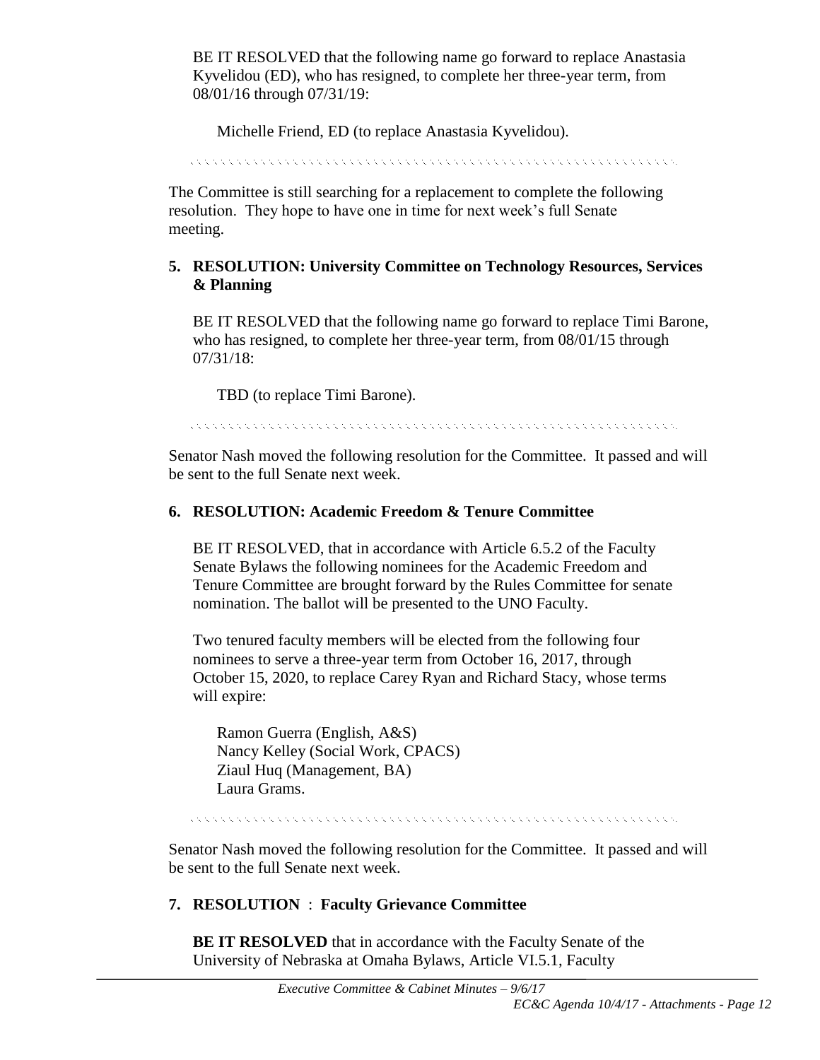BE IT RESOLVED that the following name go forward to replace Anastasia Kyvelidou (ED), who has resigned, to complete her three-year term, from 08/01/16 through 07/31/19:

Michelle Friend, ED (to replace Anastasia Kyvelidou).

The Committee is still searching for a replacement to complete the following resolution. They hope to have one in time for next week's full Senate meeting.

**5. RESOLUTION: University Committee on Technology Resources, Services & Planning**

BE IT RESOLVED that the following name go forward to replace Timi Barone, who has resigned, to complete her three-year term, from 08/01/15 through 07/31/18:

TBD (to replace Timi Barone).

Senator Nash moved the following resolution for the Committee. It passed and will be sent to the full Senate next week.

**6. RESOLUTION: Academic Freedom & Tenure Committee**

BE IT RESOLVED, that in accordance with Article 6.5.2 of the Faculty Senate Bylaws the following nominees for the Academic Freedom and Tenure Committee are brought forward by the Rules Committee for senate nomination. The ballot will be presented to the UNO Faculty.

Two tenured faculty members will be elected from the following four nominees to serve a three-year term from October 16, 2017, through October 15, 2020, to replace Carey Ryan and Richard Stacy, whose terms will expire:

Ramon Guerra (English, A&S)
Nancy Kelley (Social Work, CPACS)
Ziaul Huq (Management, BA)
Laura Grams.

Senator Nash moved the following resolution for the Committee. It passed and will be sent to the full Senate next week.

**7. RESOLUTION : Faculty Grievance Committee**

**BE IT RESOLVED** that in accordance with the Faculty Senate of the University of Nebraska at Omaha Bylaws, Article VI.5.1, Faculty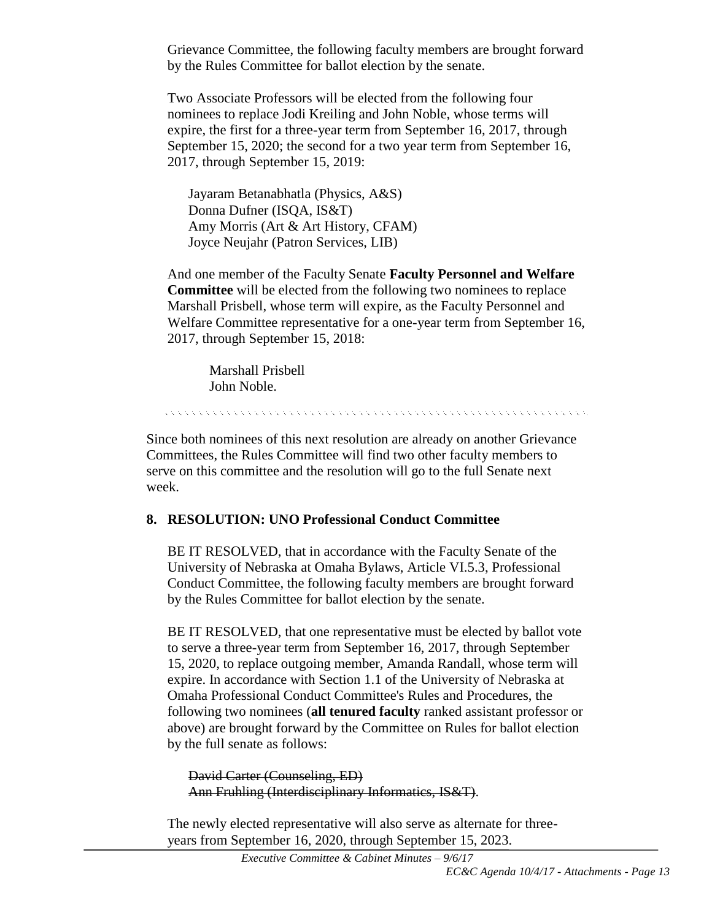Grievance Committee, the following faculty members are brought forward by the Rules Committee for ballot election by the senate.

Two Associate Professors will be elected from the following four nominees to replace Jodi Kreiling and John Noble, whose terms will expire, the first for a three-year term from September 16, 2017, through September 15, 2020; the second for a two year term from September 16, 2017, through September 15, 2019:

Jayaram Betanabhatla (Physics, A&S)  
Donna Dufner (ISQA, IS&T)  
Amy Morris (Art & Art History, CFAM)  
Joyce Neujahr (Patron Services, LIB)

And one member of the Faculty Senate **Faculty Personnel and Welfare Committee** will be elected from the following two nominees to replace Marshall Prisbell, whose term will expire, as the Faculty Personnel and Welfare Committee representative for a one-year term from September 16, 2017, through September 15, 2018:

Marshall Prisbell  
John Noble.

---

Since both nominees of this next resolution are already on another Grievance Committees, the Rules Committee will find two other faculty members to serve on this committee and the resolution will go to the full Senate next week.

**8. RESOLUTION: UNO Professional Conduct Committee**

BE IT RESOLVED, that in accordance with the Faculty Senate of the University of Nebraska at Omaha Bylaws, Article VI.5.3, Professional Conduct Committee, the following faculty members are brought forward by the Rules Committee for ballot election by the senate.

BE IT RESOLVED, that one representative must be elected by ballot vote to serve a three-year term from September 16, 2017, through September 15, 2020, to replace outgoing member, Amanda Randall, whose term will expire. In accordance with Section 1.1 of the University of Nebraska at Omaha Professional Conduct Committee's Rules and Procedures, the following two nominees (**all tenured faculty** ranked assistant professor or above) are brought forward by the Committee on Rules for ballot election by the full senate as follows:

~~David Carter (Counseling, ED)~~  
~~Ann Fruhling (Interdisciplinary Informatics, IS&T)~~.

The newly elected representative will also serve as alternate for three-years from September 16, 2020, through September 15, 2023.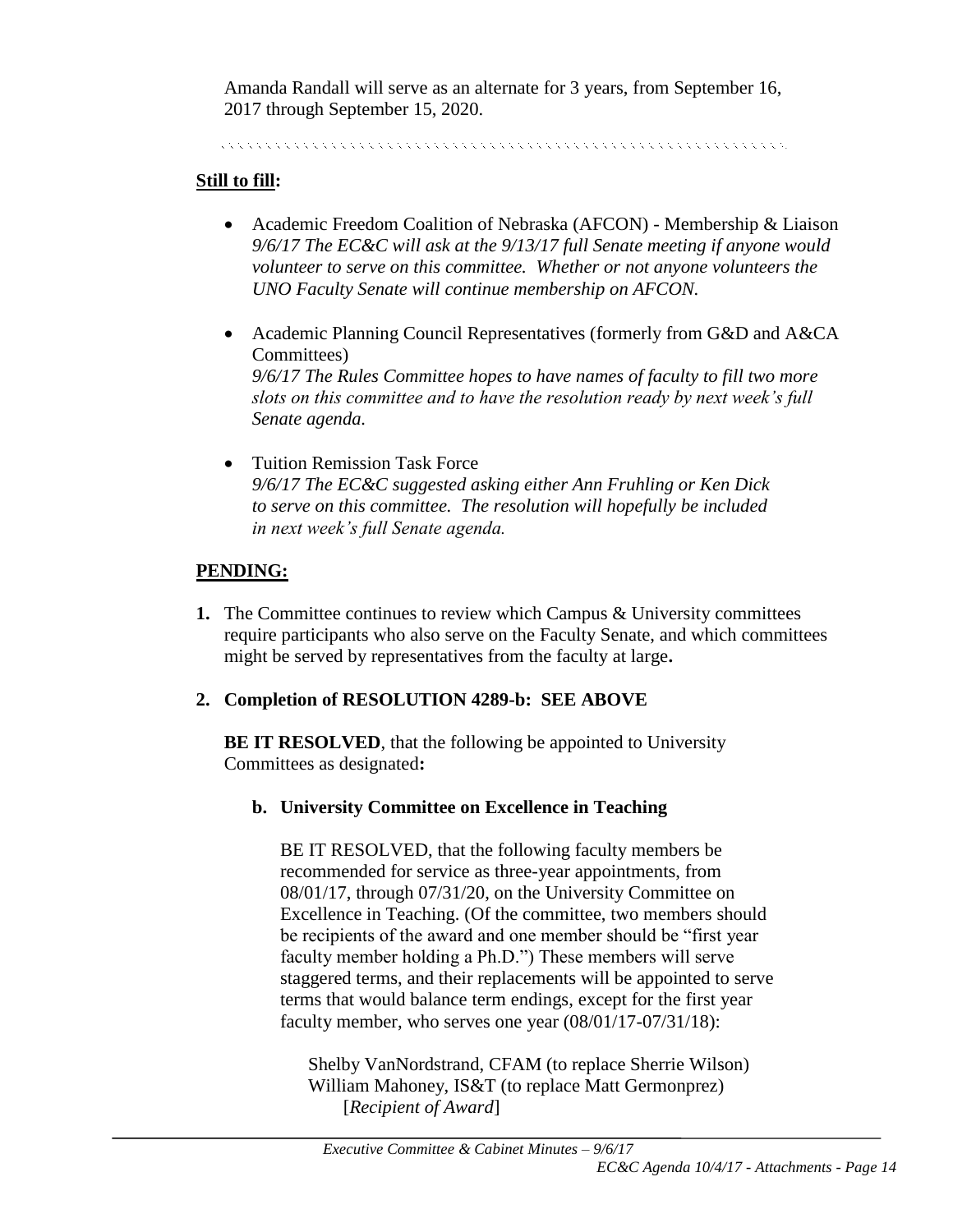Amanda Randall will serve as an alternate for 3 years, from September 16, 2017 through September 15, 2020.

**Still to fill:**

- Academic Freedom Coalition of Nebraska (AFCON) - Membership & Liaison
  *9/6/17 The EC&C will ask at the 9/13/17 full Senate meeting if anyone would volunteer to serve on this committee. Whether or not anyone volunteers the UNO Faculty Senate will continue membership on AFCON.*

- Academic Planning Council Representatives (formerly from G&D and A&CA Committees)
  *9/6/17 The Rules Committee hopes to have names of faculty to fill two more slots on this committee and to have the resolution ready by next week's full Senate agenda.*

- Tuition Remission Task Force
  *9/6/17 The EC&C suggested asking either Ann Fruhling or Ken Dick to serve on this committee. The resolution will hopefully be included in next week's full Senate agenda.*

**PENDING:**

1. The Committee continues to review which Campus & University committees require participants who also serve on the Faculty Senate, and which committees might be served by representatives from the faculty at large**.**

2. **Completion of RESOLUTION 4289-b: SEE ABOVE**

   **BE IT RESOLVED**, that the following be appointed to University Committees as designated**:**

   **b. University Committee on Excellence in Teaching**

   BE IT RESOLVED, that the following faculty members be recommended for service as three-year appointments, from 08/01/17, through 07/31/20, on the University Committee on Excellence in Teaching. (Of the committee, two members should be recipients of the award and one member should be "first year faculty member holding a Ph.D.") These members will serve staggered terms, and their replacements will be appointed to serve terms that would balance term endings, except for the first year faculty member, who serves one year (08/01/17-07/31/18):

   Shelby VanNordstrand, CFAM (to replace Sherrie Wilson)
   William Mahoney, IS&T (to replace Matt Germonprez)
   [*Recipient of Award*]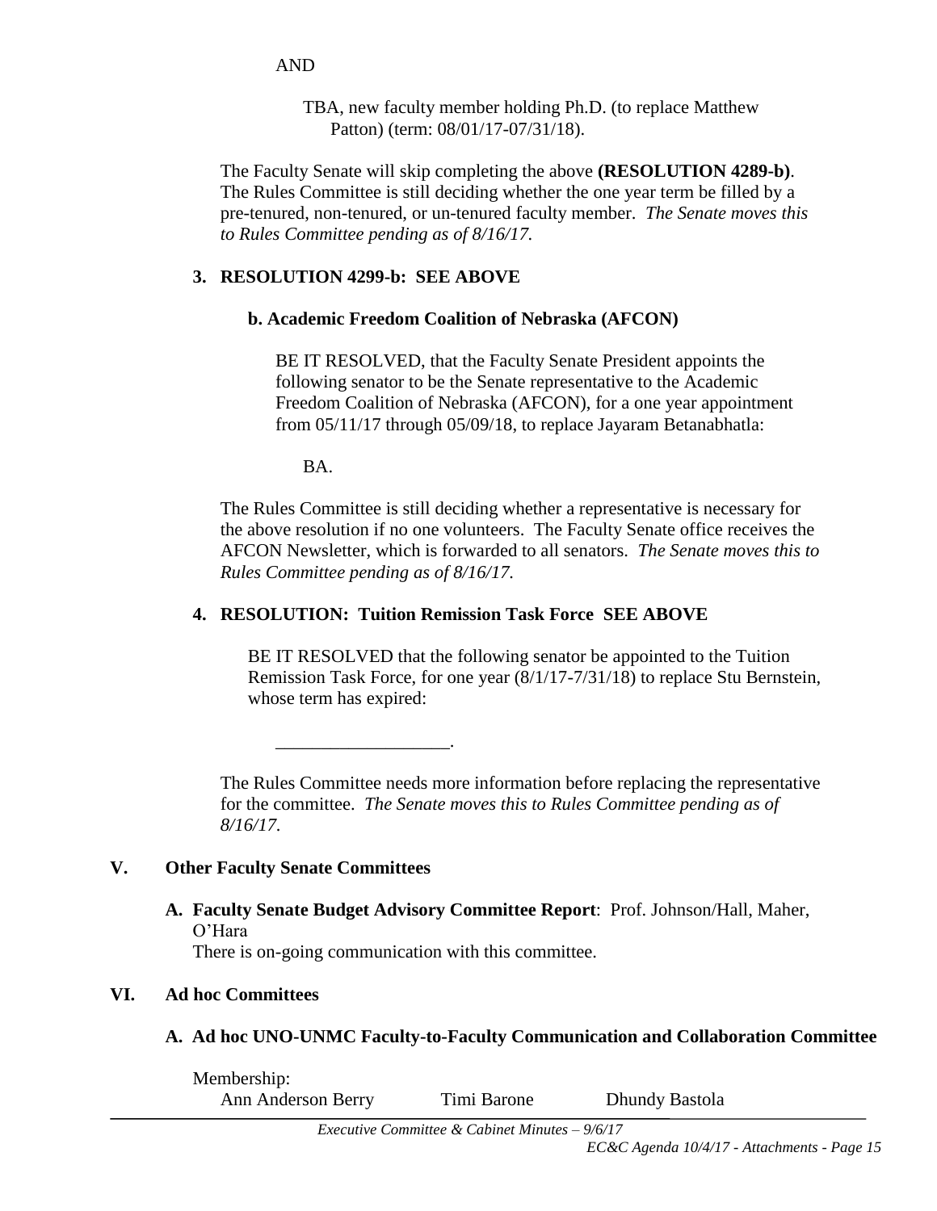AND

TBA, new faculty member holding Ph.D. (to replace Matthew Patton) (term: 08/01/17-07/31/18).

The Faculty Senate will skip completing the above **(RESOLUTION 4289-b)**. The Rules Committee is still deciding whether the one year term be filled by a pre-tenured, non-tenured, or un-tenured faculty member. *The Senate moves this to Rules Committee pending as of 8/16/17.*

**3. RESOLUTION 4299-b: SEE ABOVE**

**b. Academic Freedom Coalition of Nebraska (AFCON)**

BE IT RESOLVED, that the Faculty Senate President appoints the following senator to be the Senate representative to the Academic Freedom Coalition of Nebraska (AFCON), for a one year appointment from 05/11/17 through 05/09/18, to replace Jayaram Betanabhatla:

BA.

The Rules Committee is still deciding whether a representative is necessary for the above resolution if no one volunteers. The Faculty Senate office receives the AFCON Newsletter, which is forwarded to all senators. *The Senate moves this to Rules Committee pending as of 8/16/17.*

**4. RESOLUTION: Tuition Remission Task Force SEE ABOVE**

BE IT RESOLVED that the following senator be appointed to the Tuition Remission Task Force, for one year (8/1/17-7/31/18) to replace Stu Bernstein, whose term has expired:

\_\_\_\_\_\_\_\_\_\_\_\_\_\_\_\_\_\_.

The Rules Committee needs more information before replacing the representative for the committee. *The Senate moves this to Rules Committee pending as of 8/16/17.*

## V. Other Faculty Senate Committees

**A. Faculty Senate Budget Advisory Committee Report**: Prof. Johnson/Hall, Maher, O'Hara

There is on-going communication with this committee.

## VI. Ad hoc Committees

**A. Ad hoc UNO-UNMC Faculty-to-Faculty Communication and Collaboration Committee**

Membership:

Ann Anderson Berry Timi Barone Dhundy Bastola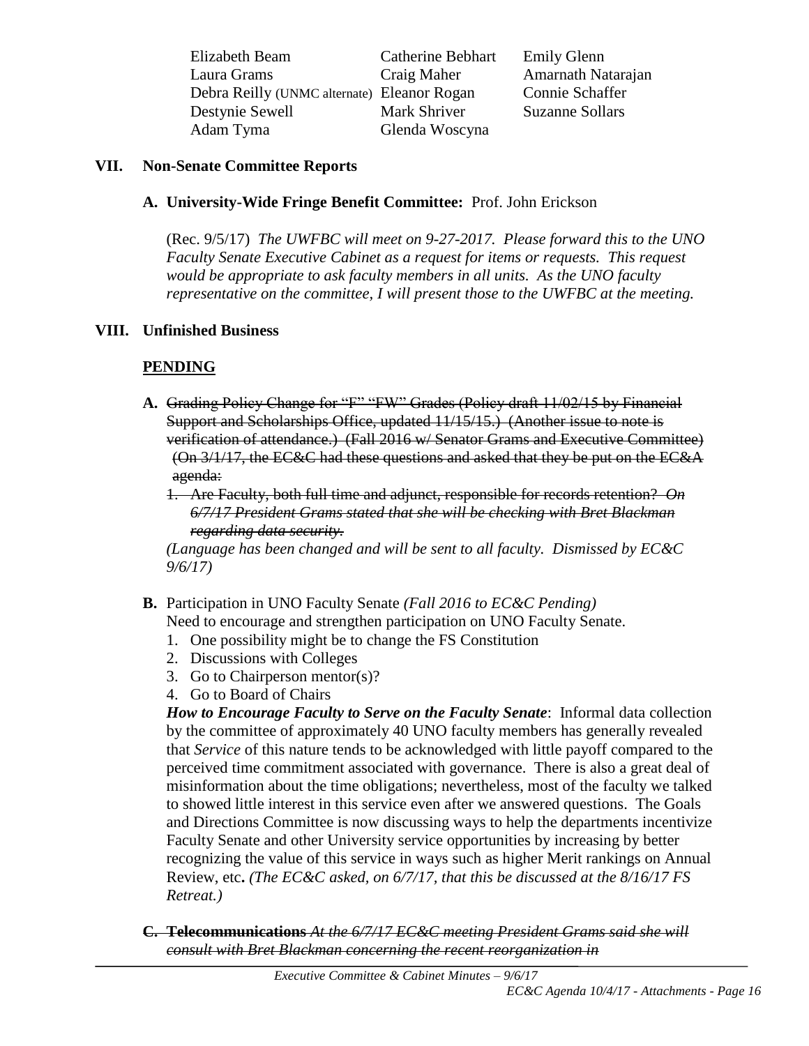| | | |
|---|---|---|
| Elizabeth Beam | Catherine Bebhart | Emily Glenn |
| Laura Grams | Craig Maher | Amarnath Natarajan |
| Debra Reilly (UNMC alternate) | Eleanor Rogan | Connie Schaffer |
| Destynie Sewell | Mark Shriver | Suzanne Sollars |
| Adam Tyma | Glenda Woscyna | |

## VII. Non-Senate Committee Reports

### A. University-Wide Fringe Benefit Committee: Prof. John Erickson

(Rec. 9/5/17) *The UWFBC will meet on 9-27-2017. Please forward this to the UNO Faculty Senate Executive Cabinet as a request for items or requests. This request would be appropriate to ask faculty members in all units. As the UNO faculty representative on the committee, I will present those to the UWFBC at the meeting.*

## VIII. Unfinished Business

**PENDING**

**A.** ~~Grading Policy Change for "F" "FW" Grades (Policy draft 11/02/15 by Financial Support and Scholarships Office, updated 11/15/15.) (Another issue to note is verification of attendance.) (Fall 2016 w/ Senator Grams and Executive Committee) (On 3/1/17, the EC&C had these questions and asked that they be put on the EC&A agenda:~~

1. ~~Are Faculty, both full time and adjunct, responsible for records retention? *On 6/7/17 President Grams stated that she will be checking with Bret Blackman regarding data security.*~~

*(Language has been changed and will be sent to all faculty. Dismissed by EC&C 9/6/17)*

**B.** Participation in UNO Faculty Senate *(Fall 2016 to EC&C Pending)*
Need to encourage and strengthen participation on UNO Faculty Senate.

1. One possibility might be to change the FS Constitution
2. Discussions with Colleges
3. Go to Chairperson mentor(s)?
4. Go to Board of Chairs

***How to Encourage Faculty to Serve on the Faculty Senate***: Informal data collection by the committee of approximately 40 UNO faculty members has generally revealed that *Service* of this nature tends to be acknowledged with little payoff compared to the perceived time commitment associated with governance. There is also a great deal of misinformation about the time obligations; nevertheless, most of the faculty we talked to showed little interest in this service even after we answered questions. The Goals and Directions Committee is now discussing ways to help the departments incentivize Faculty Senate and other University service opportunities by increasing by better recognizing the value of this service in ways such as higher Merit rankings on Annual Review, etc**.** *(The EC&C asked, on 6/7/17, that this be discussed at the 8/16/17 FS Retreat.)*

**C.** ~~**Telecommunications** *At the 6/7/17 EC&C meeting President Grams said she will consult with Bret Blackman concerning the recent reorganization in*~~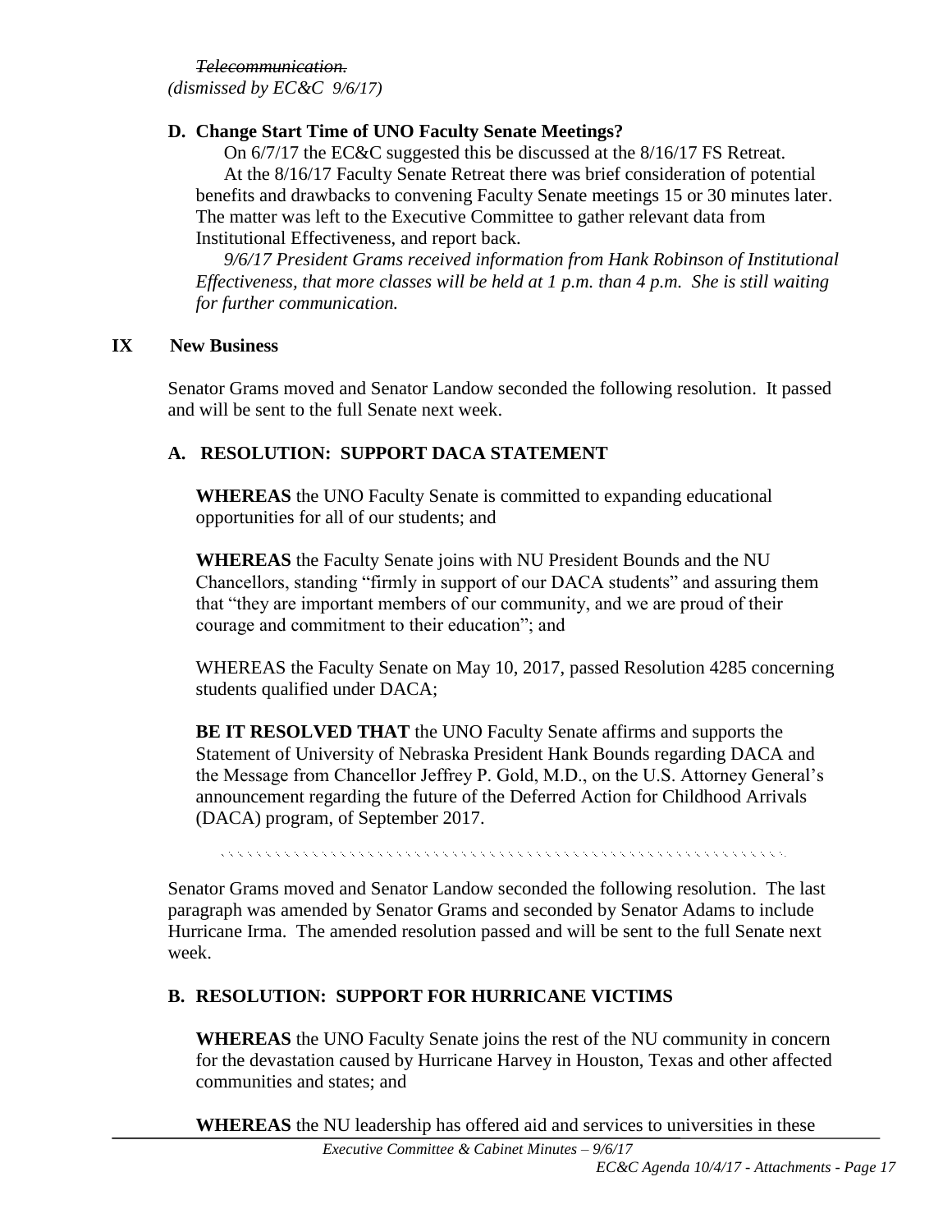~~*Telecommunication.*~~
*(dismissed by EC&C 9/6/17)*

### D. Change Start Time of UNO Faculty Senate Meetings?

On 6/7/17 the EC&C suggested this be discussed at the 8/16/17 FS Retreat.

At the 8/16/17 Faculty Senate Retreat there was brief consideration of potential benefits and drawbacks to convening Faculty Senate meetings 15 or 30 minutes later. The matter was left to the Executive Committee to gather relevant data from Institutional Effectiveness, and report back.

*9/6/17 President Grams received information from Hank Robinson of Institutional Effectiveness, that more classes will be held at 1 p.m. than 4 p.m. She is still waiting for further communication.*

## IX New Business

Senator Grams moved and Senator Landow seconded the following resolution. It passed and will be sent to the full Senate next week.

### A. RESOLUTION: SUPPORT DACA STATEMENT

**WHEREAS** the UNO Faculty Senate is committed to expanding educational opportunities for all of our students; and

**WHEREAS** the Faculty Senate joins with NU President Bounds and the NU Chancellors, standing "firmly in support of our DACA students" and assuring them that "they are important members of our community, and we are proud of their courage and commitment to their education"; and

WHEREAS the Faculty Senate on May 10, 2017, passed Resolution 4285 concerning students qualified under DACA;

**BE IT RESOLVED THAT** the UNO Faculty Senate affirms and supports the Statement of University of Nebraska President Hank Bounds regarding DACA and the Message from Chancellor Jeffrey P. Gold, M.D., on the U.S. Attorney General's announcement regarding the future of the Deferred Action for Childhood Arrivals (DACA) program, of September 2017.

---

Senator Grams moved and Senator Landow seconded the following resolution. The last paragraph was amended by Senator Grams and seconded by Senator Adams to include Hurricane Irma. The amended resolution passed and will be sent to the full Senate next week.

### B. RESOLUTION: SUPPORT FOR HURRICANE VICTIMS

**WHEREAS** the UNO Faculty Senate joins the rest of the NU community in concern for the devastation caused by Hurricane Harvey in Houston, Texas and other affected communities and states; and

**WHEREAS** the NU leadership has offered aid and services to universities in these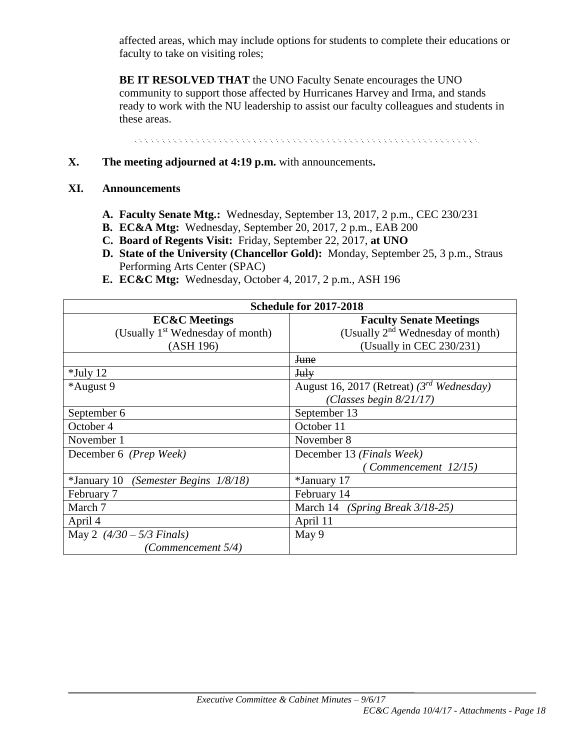affected areas, which may include options for students to complete their educations or faculty to take on visiting roles;

**BE IT RESOLVED THAT** the UNO Faculty Senate encourages the UNO community to support those affected by Hurricanes Harvey and Irma, and stands ready to work with the NU leadership to assist our faculty colleagues and students in these areas.

**X. The meeting adjourned at 4:19 p.m.** with announcements**.**

**XI. Announcements**

**A. Faculty Senate Mtg.:** Wednesday, September 13, 2017, 2 p.m., CEC 230/231
**B. EC&A Mtg:** Wednesday, September 20, 2017, 2 p.m., EAB 200
**C. Board of Regents Visit:** Friday, September 22, 2017, **at UNO**
**D. State of the University (Chancellor Gold):** Monday, September 25, 3 p.m., Straus Performing Arts Center (SPAC)
**E. EC&C Mtg:** Wednesday, October 4, 2017, 2 p.m., ASH 196

| **Schedule for 2017-2018** | |
|---|---|
| **EC&C Meetings** (Usually 1st Wednesday of month) (ASH 196) | **Faculty Senate Meetings** (Usually 2nd Wednesday of month) (Usually in CEC 230/231) |
| | ~~June~~ |
| *July 12 | ~~July~~ |
| *August 9 | August 16, 2017 (Retreat) *(3rd Wednesday)* *(Classes begin 8/21/17)* |
| September 6 | September 13 |
| October 4 | October 11 |
| November 1 | November 8 |
| December 6 *(Prep Week)* | December 13 *(Finals Week)* *(Commencement 12/15)* |
| *January 10 *(Semester Begins 1/8/18)* | *January 17 |
| February 7 | February 14 |
| March 7 | March 14 *(Spring Break 3/18-25)* |
| April 4 | April 11 |
| May 2 *(4/30 – 5/3 Finals)* *(Commencement 5/4)* | May 9 |